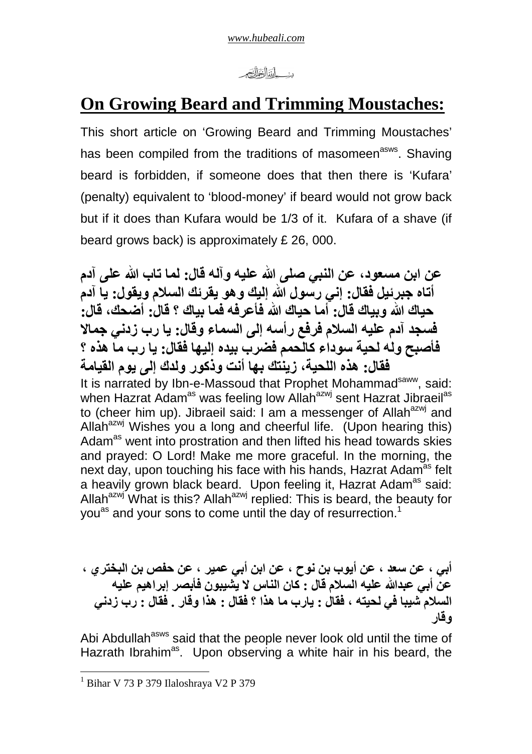بسم الله الرحمن الرحيم

# On Growing Beard and Trimming Moustaches:

This short article on 'Growing Beard and Trimming Moustaches' has been compiled from the traditions of masomeen[asws]. Shaving beard is forbidden, if someone does that then there is 'Kufara' (penalty) equivalent to 'blood-money' if beard would not grow back but if it does than Kufara would be 1/3 of it. Kufara of a shave (if beard grows back) is approximately £ 26, 000.

**عن ابن مسعود، عن النبي صلى الله عليه وآله قال: لما تاب الله على آدم أتاه جبرئيل فقال: إني رسول الله إليك وهو يقرئك السلام ويقول: يا آدم حياك الله وبياك قال: أما حياك الله فأعرفه فما بياك ؟ قال: أضحك، قال: فسجد آدم عليه السلام فرفع رأسه إلى السماء وقال: يا رب زدني جمالا فأصبح وله لحية سوداء كالحمم فضرب بيده إليها فقال: يا رب ما هذه ؟ فقال: هذه اللحية، زينتك بها أنت وذكور ولدك إلى يوم القيامة**

It is narrated by Ibn-e-Massoud that Prophet Mohammad[saww], said: when Hazrat Adam[as] was feeling low Allah[azwj] sent Hazrat Jibraeil[as] to (cheer him up). Jibraeil said: I am a messenger of Allah[azwj] and Allah[azwj] Wishes you a long and cheerful life. (Upon hearing this) Adam[as] went into prostration and then lifted his head towards skies and prayed: O Lord! Make me more graceful. In the morning, the next day, upon touching his face with his hands, Hazrat Adam[as] felt a heavily grown black beard. Upon feeling it, Hazrat Adam[as] said: Allah[azwj] What is this? Allah[azwj] replied: This is beard, the beauty for you[as] and your sons to come until the day of resurrection.[1]

**أبي ، عن سعد ، عن أيوب بن نوح ، عن ابن أبي عمير ، عن حفص بن البختري ، عن أبي عبدالله عليه السلام قال : كان الناس لا يشيبون فأبصر إبراهيم عليه السلام شيبا في لحيته ، فقال : يارب ما هذا ؟ فقال : هذا وقار . فقال : رب زدني وقار**

Abi Abdullah[asws] said that the people never look old until the time of Hazrath Ibrahim[as]. Upon observing a white hair in his beard, the

[1] Bihar V 73 P 379 Ilaloshraya V2 P 379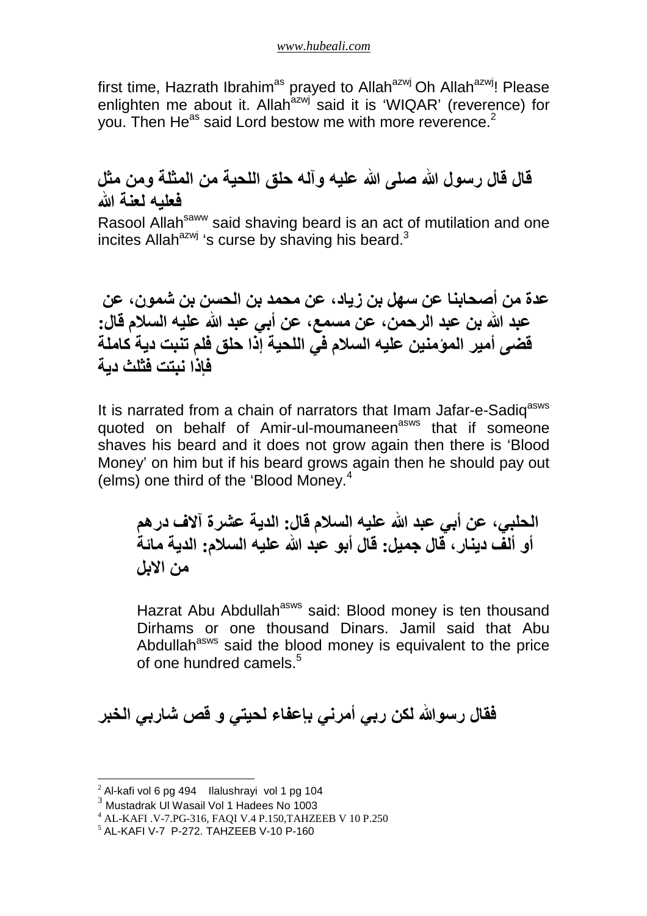first time, Hazrath Ibrahim[as] prayed to Allah[azwj] Oh Allah[azwj]! Please enlighten me about it. Allah[azwj] said it is 'WIQAR' (reverence) for you. Then He[as] said Lord bestow me with more reverence.[2]

**قال قال رسول الله صلى الله عليه وآله حلق اللحية من المثلة ومن مثل فعليه لعنة الله**

Rasool Allah[saww] said shaving beard is an act of mutilation and one incites Allah[azwj] 's curse by shaving his beard.[3]

**عدة من أصحابنا عن سهل بن زياد، عن محمد بن الحسن بن شمون، عن عبد الله بن عبد الرحمن، عن مسمع، عن أبي عبد الله عليه السلام قال: قضى أمير المؤمنين عليه السلام في اللحية إذا حلق فلم تنبت دية كاملة فإذا نبتت فثلث دية**

It is narrated from a chain of narrators that Imam Jafar-e-Sadiq[asws] quoted on behalf of Amir-ul-moumaneen[asws] that if someone shaves his beard and it does not grow again then there is 'Blood Money' on him but if his beard grows again then he should pay out (elms) one third of the 'Blood Money.[4]

> **الحلبي، عن أبي عبد الله عليه السلام قال: الدية عشرة آلاف درهم أو ألف دينار، قال جميل: قال أبو عبد الله عليه السلام: الدية مائة من الابل**
>
> Hazrat Abu Abdullah[asws] said: Blood money is ten thousand Dirhams or one thousand Dinars. Jamil said that Abu Abdullah[asws] said the blood money is equivalent to the price of one hundred camels.[5]

**فقال رسوالله لكن ربي أمرني بإعفاء لحيتي و قص شاربي الخبر**

---

[2] Al-kafi vol 6 pg 494 Ilalushrayi vol 1 pg 104

[3] Mustadrak Ul Wasail Vol 1 Hadees No 1003

[4] AL-KAFI .V-7.PG-316, FAQI V.4 P.150,TAHZEEB V 10 P.250

[5] AL-KAFI V-7 P-272. TAHZEEB V-10 P-160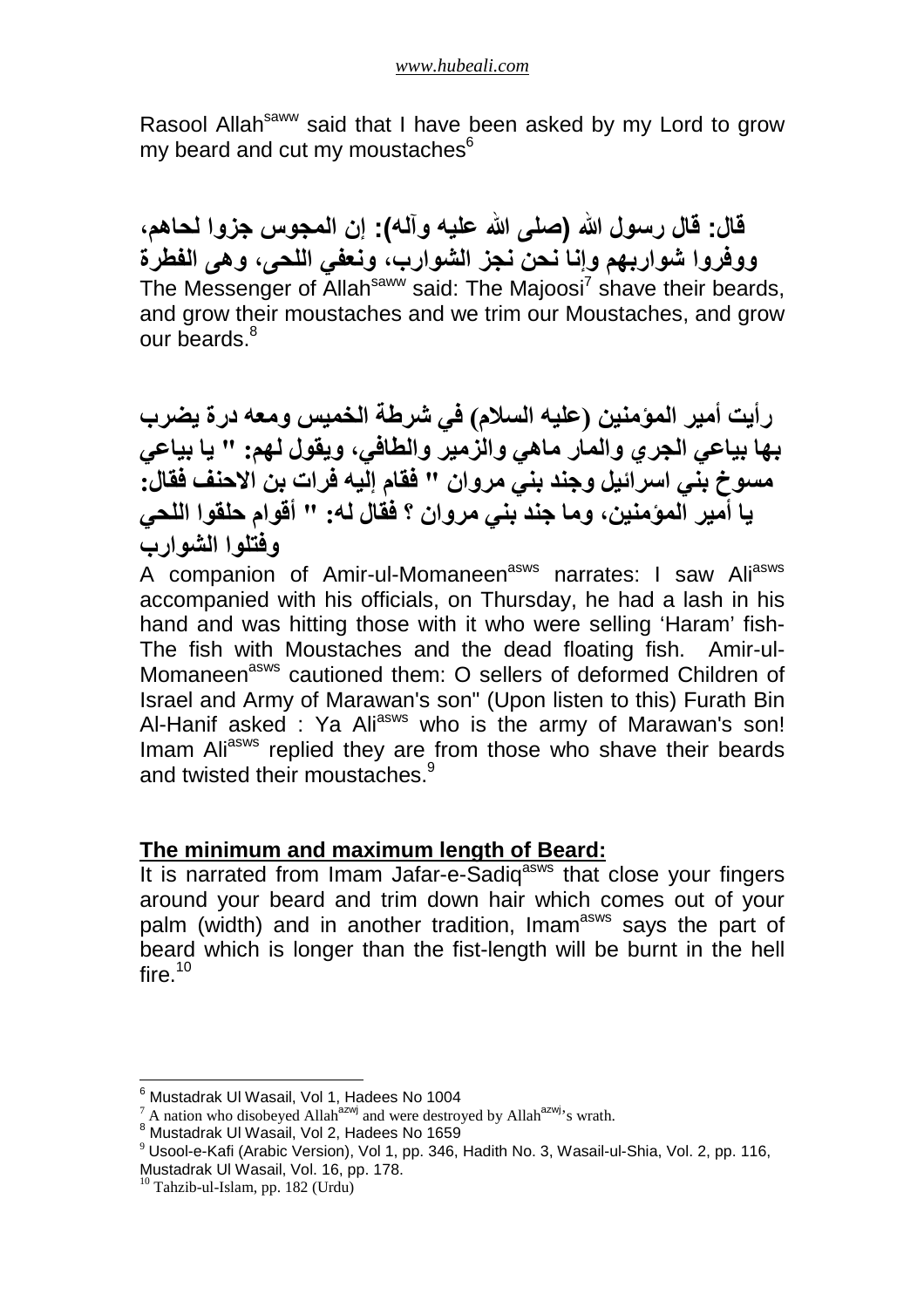Rasool Allah[saww] said that I have been asked by my Lord to grow my beard and cut my moustaches[6]

**قال: قال رسول الله (صلى الله عليه وآله): إن المجوس جزوا لحاهم، ووفروا شواربهم وإنا نحن نجز الشوارب، ونعفي اللحى، وهى الفطرة**

The Messenger of Allah[saww] said: The Majoosi[7] shave their beards, and grow their moustaches and we trim our Moustaches, and grow our beards.[8]

**رأيت أمير المؤمنين (عليه السلام) في شرطة الخميس ومعه درة يضرب بها بياعي الجري والمار ماهي والزمير والطافي، ويقول لهم: " يا بياعي مسوخ بني اسرائيل وجند بني مروان " فقام إليه فرات بن الاحنف فقال: يا أمير المؤمنين، وما جند بني مروان ؟ فقال له: " أقوام حلقوا اللحي وفتلوا الشوارب**

A companion of Amir-ul-Momaneen[asws] narrates: I saw Ali[asws] accompanied with his officials, on Thursday, he had a lash in his hand and was hitting those with it who were selling 'Haram' fish- The fish with Moustaches and the dead floating fish. Amir-ul-Momaneen[asws] cautioned them: O sellers of deformed Children of Israel and Army of Marawan's son" (Upon listen to this) Furath Bin Al-Hanif asked : Ya Ali[asws] who is the army of Marawan's son! Imam Ali[asws] replied they are from those who shave their beards and twisted their moustaches.[9]

**The minimum and maximum length of Beard:**

It is narrated from Imam Jafar-e-Sadiq[asws] that close your fingers around your beard and trim down hair which comes out of your palm (width) and in another tradition, Imam[asws] says the part of beard which is longer than the fist-length will be burnt in the hell fire.[10]

---

[6] Mustadrak Ul Wasail, Vol 1, Hadees No 1004

[7] A nation who disobeyed Allah[azwj] and were destroyed by Allah[azwj]'s wrath.

[8] Mustadrak Ul Wasail, Vol 2, Hadees No 1659

[9] Usool-e-Kafi (Arabic Version), Vol 1, pp. 346, Hadith No. 3, Wasail-ul-Shia, Vol. 2, pp. 116, Mustadrak Ul Wasail, Vol. 16, pp. 178.

[10] Tahzib-ul-Islam, pp. 182 (Urdu)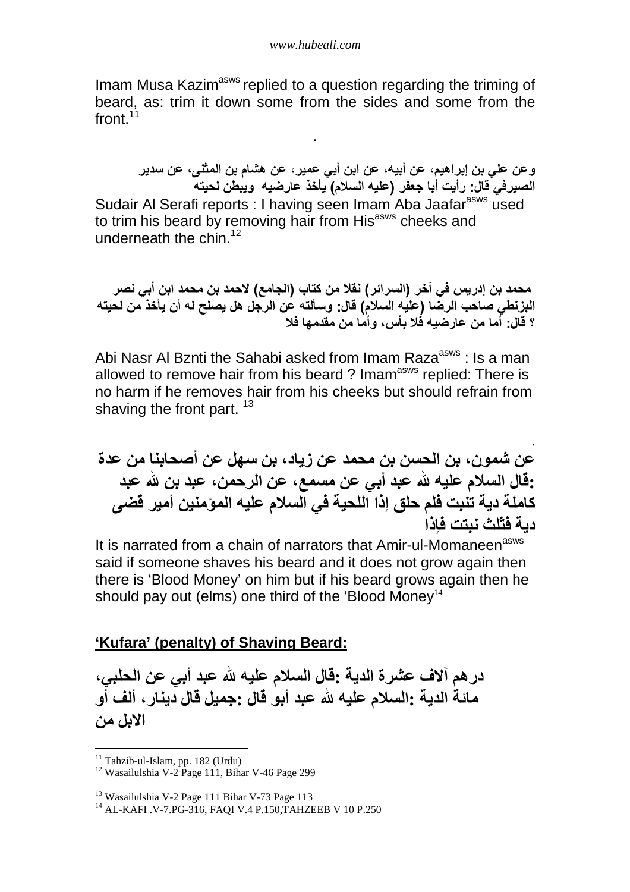Imam Musa Kazim[asws] replied to a question regarding the triming of beard, as: trim it down some from the sides and some from the front.[11]

.

وعن علي بن إبراهيم، عن أبيه، عن ابن أبي عمير، عن هشام بن المثنى، عن سدير الصيرفي قال: رأيت أبا جعفر (عليه السلام) يأخذ عارضيه ويبطن لحيته

Sudair Al Serafi reports : I having seen Imam Aba Jaafar[asws] used to trim his beard by removing hair from His[asws] cheeks and underneath the chin.[12]

محمد بن إدريس في آخر (السرائر) نقلا من كتاب (الجامع) لاحمد بن محمد ابن أبي نصر البزنطي صاحب الرضا (عليه السلام) قال: وسألته عن الرجل هل يصلح له أن يأخذ من لحيته ؟ قال: أما من عارضيه فلا بأس، وأما من مقدمها فلا

Abi Nasr Al Bznti the Sahabi asked from Imam Raza[asws] : Is a man allowed to remove hair from his beard ? Imam[asws] replied: There is no harm if he removes hair from his cheeks but should refrain from shaving the front part.[13]

.

عن شمون، بن الحسن بن محمد عن زياد، بن سهل عن أصحابنا من عدة :قال السلام عليه لله عبد أبي عن مسمع، عن الرحمن، عبد بن لله عبد كاملة دية تنبت فلم حلق إذا اللحية في السلام عليه المؤمنين أمير قضى دية فثلث نبتت فإذا

It is narrated from a chain of narrators that Amir-ul-Momaneen[asws] said if someone shaves his beard and it does not grow again then there is 'Blood Money' on him but if his beard grows again then he should pay out (elms) one third of the 'Blood Money'[14]

## 'Kufara' (penalty) of Shaving Beard:

درهم آلاف عشرة الدية :قال السلام عليه لله عبد أبي عن الحلبي، مائة الدية :السلام عليه لله عبد أبو قال :جميل قال دينار، ألف أو الابل من

---

[11] Tahzib-ul-Islam, pp. 182 (Urdu)

[12] Wasailulshia V-2 Page 111, Bihar V-46 Page 299

[13] Wasailulshia V-2 Page 111 Bihar V-73 Page 113

[14] AL-KAFI .V-7.PG-316, FAQI V.4 P.150,TAHZEEB V 10 P.250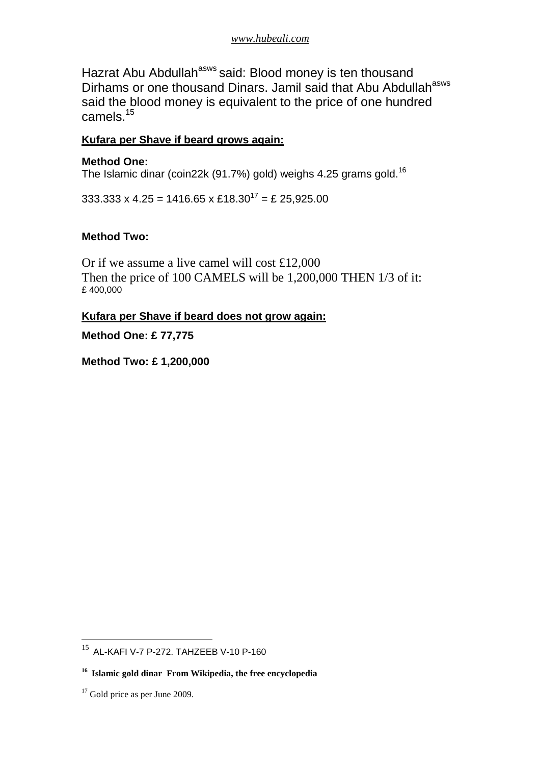Hazrat Abu Abdullah[asws] said: Blood money is ten thousand Dirhams or one thousand Dinars. Jamil said that Abu Abdullah[asws] said the blood money is equivalent to the price of one hundred camels.[15]

**Kufara per Shave if beard grows again:**

**Method One:**
The Islamic dinar (coin22k (91.7%) gold) weighs 4.25 grams gold.[16]

333.333 x 4.25 = 1416.65 x £18.30[17] = £ 25,925.00

**Method Two:**

Or if we assume a live camel will cost £12,000
Then the price of 100 CAMELS will be 1,200,000 THEN 1/3 of it:
£ 400,000

**Kufara per Shave if beard does not grow again:**

**Method One: £ 77,775**

**Method Two: £ 1,200,000**

---

[15] AL-KAFI V-7 P-272. TAHZEEB V-10 P-160

[16] **Islamic gold dinar From Wikipedia, the free encyclopedia**

[17] Gold price as per June 2009.